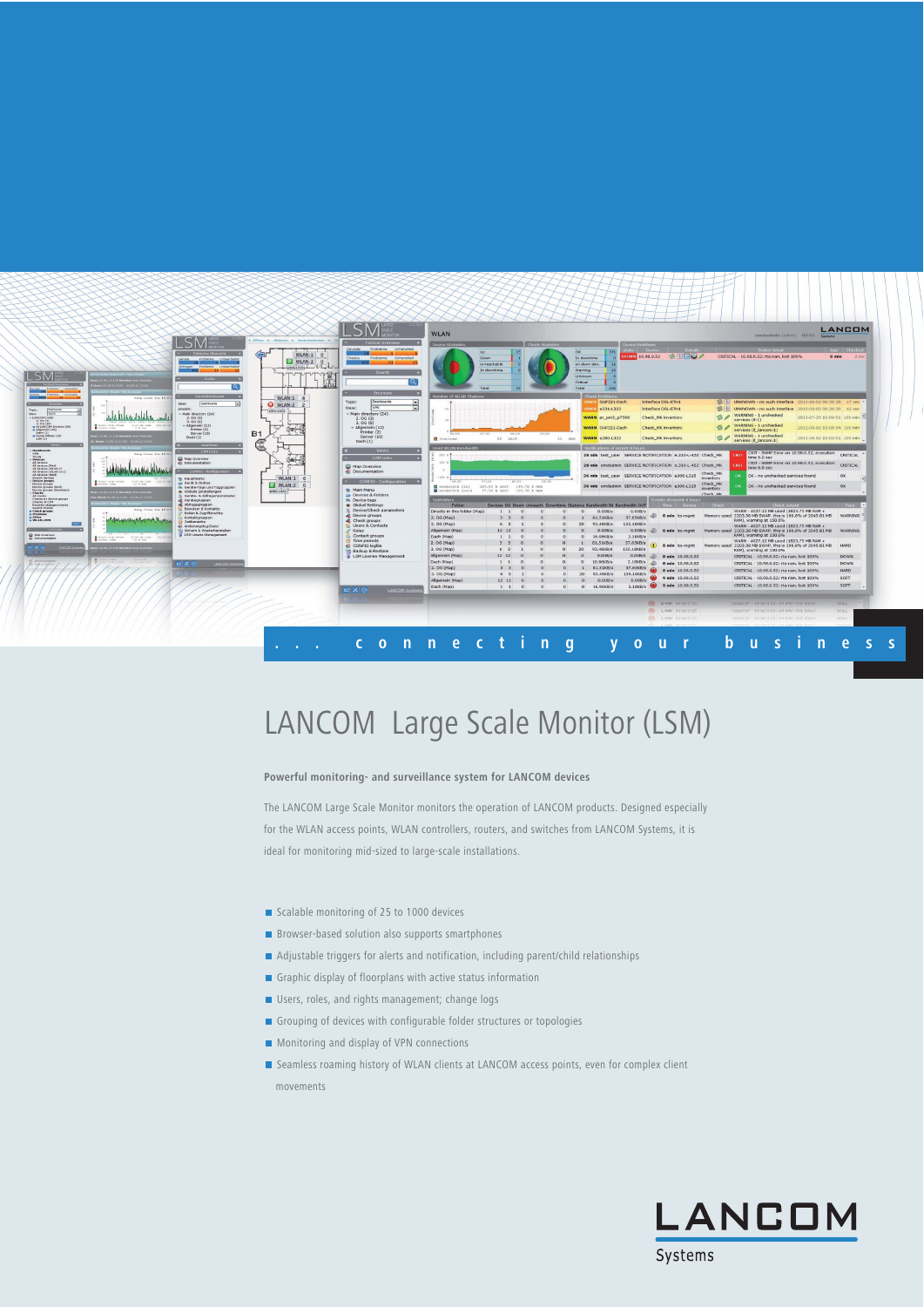... connecting your business

# LANCOM Large Scale Monitor (LSM)

**Powerful monitoring- and surveillance system for LANCOM devices**

The LANCOM Large Scale Monitor monitors the operation of LANCOM products. Designed especially for the WLAN access points, WLAN controllers, routers, and switches from LANCOM Systems, it is ideal for monitoring mid-sized to large-scale installations.

- Scalable monitoring of 25 to 1000 devices
- Browser-based solution also supports smartphones
- Adjustable triggers for alerts and notification, including parent/child relationships
- Graphic display of floorplans with active status information
- Users, roles, and rights management; change logs
- Grouping of devices with configurable folder structures or topologies
- Monitoring and display of VPN connections
- Seamless roaming history of WLAN clients at LANCOM access points, even for complex client movements

LANCOM Systems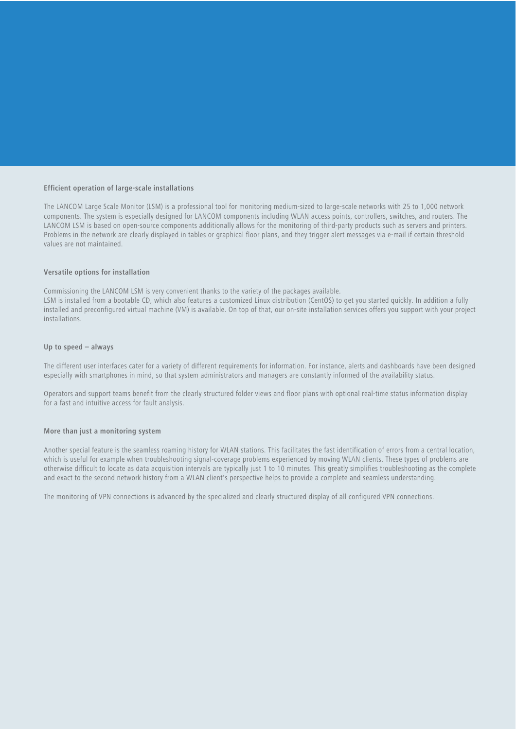## Efficient operation of large-scale installations

The LANCOM Large Scale Monitor (LSM) is a professional tool for monitoring medium-sized to large-scale networks with 25 to 1,000 network components. The system is especially designed for LANCOM components including WLAN access points, controllers, switches, and routers. The LANCOM LSM is based on open-source components additionally allows for the monitoring of third-party products such as servers and printers. Problems in the network are clearly displayed in tables or graphical floor plans, and they trigger alert messages via e-mail if certain threshold values are not maintained.

## Versatile options for installation

Commissioning the LANCOM LSM is very convenient thanks to the variety of the packages available.
LSM is installed from a bootable CD, which also features a customized Linux distribution (CentOS) to get you started quickly. In addition a fully installed and preconfigured virtual machine (VM) is available. On top of that, our on-site installation services offers you support with your project installations.

## Up to speed – always

The different user interfaces cater for a variety of different requirements for information. For instance, alerts and dashboards have been designed especially with smartphones in mind, so that system administrators and managers are constantly informed of the availability status.

Operators and support teams benefit from the clearly structured folder views and floor plans with optional real-time status information display for a fast and intuitive access for fault analysis.

## More than just a monitoring system

Another special feature is the seamless roaming history for WLAN stations. This facilitates the fast identification of errors from a central location, which is useful for example when troubleshooting signal-coverage problems experienced by moving WLAN clients. These types of problems are otherwise difficult to locate as data acquisition intervals are typically just 1 to 10 minutes. This greatly simplifies troubleshooting as the complete and exact to the second network history from a WLAN client's perspective helps to provide a complete and seamless understanding.

The monitoring of VPN connections is advanced by the specialized and clearly structured display of all configured VPN connections.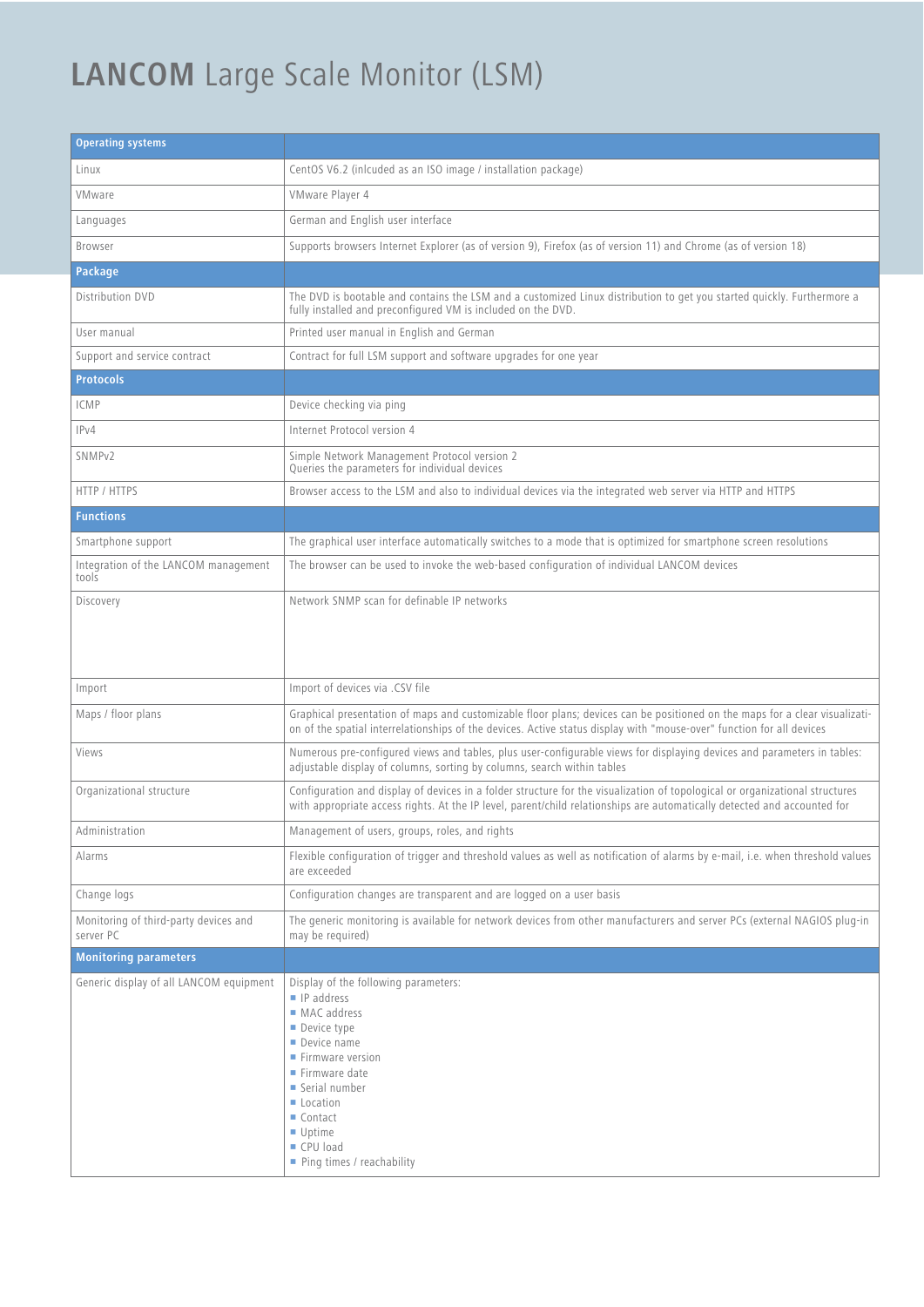# **LANCOM** Large Scale Monitor (LSM)

| **Operating systems** | |
|---|---|
| Linux | CentOS V6.2 (inlcuded as an ISO image / installation package) |
| VMware | VMware Player 4 |
| Languages | German and English user interface |
| Browser | Supports browsers Internet Explorer (as of version 9), Firefox (as of version 11) and Chrome (as of version 18) |
| **Package** | |
| Distribution DVD | The DVD is bootable and contains the LSM and a customized Linux distribution to get you started quickly. Furthermore a fully installed and preconfigured VM is included on the DVD. |
| User manual | Printed user manual in English and German |
| Support and service contract | Contract for full LSM support and software upgrades for one year |
| **Protocols** | |
| ICMP | Device checking via ping |
| IPv4 | Internet Protocol version 4 |
| SNMPv2 | Simple Network Management Protocol version 2<br>Queries the parameters for individual devices |
| HTTP / HTTPS | Browser access to the LSM and also to individual devices via the integrated web server via HTTP and HTTPS |
| **Functions** | |
| Smartphone support | The graphical user interface automatically switches to a mode that is optimized for smartphone screen resolutions |
| Integration of the LANCOM management tools | The browser can be used to invoke the web-based configuration of individual LANCOM devices |
| Discovery | Network SNMP scan for definable IP networks |
| Import | Import of devices via .CSV file |
| Maps / floor plans | Graphical presentation of maps and customizable floor plans; devices can be positioned on the maps for a clear visualization of the spatial interrelationships of the devices. Active status display with "mouse-over" function for all devices |
| Views | Numerous pre-configured views and tables, plus user-configurable views for displaying devices and parameters in tables: adjustable display of columns, sorting by columns, search within tables |
| Organizational structure | Configuration and display of devices in a folder structure for the visualization of topological or organizational structures with appropriate access rights. At the IP level, parent/child relationships are automatically detected and accounted for |
| Administration | Management of users, groups, roles, and rights |
| Alarms | Flexible configuration of trigger and threshold values as well as notification of alarms by e-mail, i.e. when threshold values are exceeded |
| Change logs | Configuration changes are transparent and are logged on a user basis |
| Monitoring of third-party devices and server PC | The generic monitoring is available for network devices from other manufacturers and server PCs (external NAGIOS plug-in may be required) |
| **Monitoring parameters** | |
| Generic display of all LANCOM equipment | Display of the following parameters:<br>■ IP address<br>■ MAC address<br>■ Device type<br>■ Device name<br>■ Firmware version<br>■ Firmware date<br>■ Serial number<br>■ Location<br>■ Contact<br>■ Uptime<br>■ CPU load<br>■ Ping times / reachability |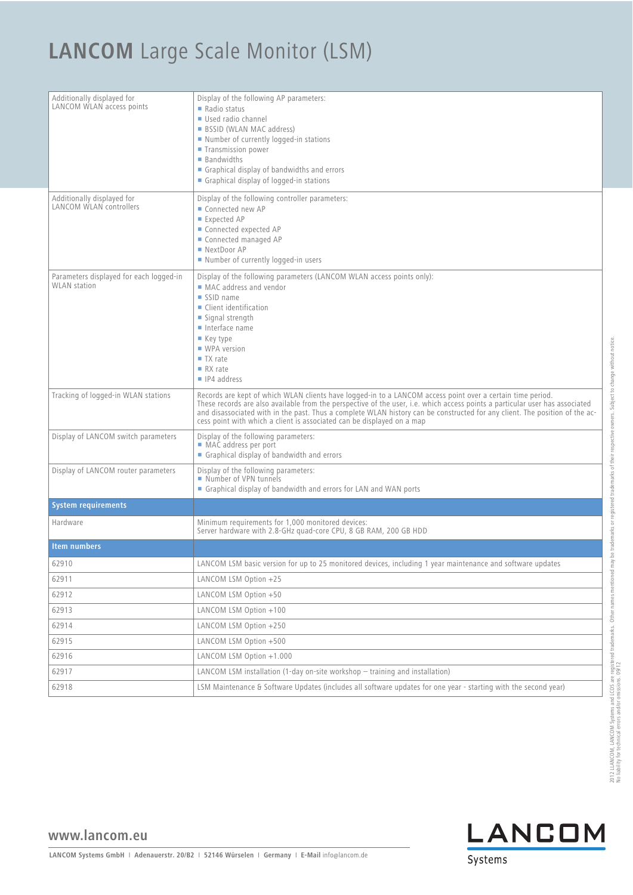# LANCOM Large Scale Monitor (LSM)

| | |
|---|---|
| Additionally displayed for LANCOM WLAN access points | Display of the following AP parameters:<br>■ Radio status<br>■ Used radio channel<br>■ BSSID (WLAN MAC address)<br>■ Number of currently logged-in stations<br>■ Transmission power<br>■ Bandwidths<br>■ Graphical display of bandwidths and errors<br>■ Graphical display of logged-in stations |
| Additionally displayed for LANCOM WLAN controllers | Display of the following controller parameters:<br>■ Connected new AP<br>■ Expected AP<br>■ Connected expected AP<br>■ Connected managed AP<br>■ NextDoor AP<br>■ Number of currently logged-in users |
| Parameters displayed for each logged-in WLAN station | Display of the following parameters (LANCOM WLAN access points only):<br>■ MAC address and vendor<br>■ SSID name<br>■ Client identification<br>■ Signal strength<br>■ Interface name<br>■ Key type<br>■ WPA version<br>■ TX rate<br>■ RX rate<br>■ IP4 address |
| Tracking of logged-in WLAN stations | Records are kept of which WLAN clients have logged-in to a LANCOM access point over a certain time period. These records are also available from the perspective of the user, i.e. which access points a particular user has associated and disassociated with in the past. Thus a complete WLAN history can be constructed for any client. The position of the access point with which a client is associated can be displayed on a map |
| Display of LANCOM switch parameters | Display of the following parameters:<br>■ MAC address per port<br>■ Graphical display of bandwidth and errors |
| Display of LANCOM router parameters | Display of the following parameters:<br>■ Number of VPN tunnels<br>■ Graphical display of bandwidth and errors for LAN and WAN ports |
| **System requirements** | |
| Hardware | Minimum requirements for 1,000 monitored devices:<br>Server hardware with 2.8-GHz quad-core CPU, 8 GB RAM, 200 GB HDD |
| **Item numbers** | |
| 62910 | LANCOM LSM basic version for up to 25 monitored devices, including 1 year maintenance and software updates |
| 62911 | LANCOM LSM Option +25 |
| 62912 | LANCOM LSM Option +50 |
| 62913 | LANCOM LSM Option +100 |
| 62914 | LANCOM LSM Option +250 |
| 62915 | LANCOM LSM Option +500 |
| 62916 | LANCOM LSM Option +1.000 |
| 62917 | LANCOM LSM installation (1-day on-site workshop – training and installation) |
| 62918 | LSM Maintenance & Software Updates (includes all software updates for one year - starting with the second year) |

2012 LANCOM, LANCOM Systems and LCOS are registered trademarks. Other names mentioned may be trademarks or registered trademarks of their respective owners. Subject to change without notice. No liability for technical errors and/or omissions. 09/12

**www.lancom.eu**

**LANCOM Systems GmbH** I **Adenauerstr. 20/B2** I **52146 Würselen** I **Germany** I **E-Mail** info@lancom.de

LANCOM Systems